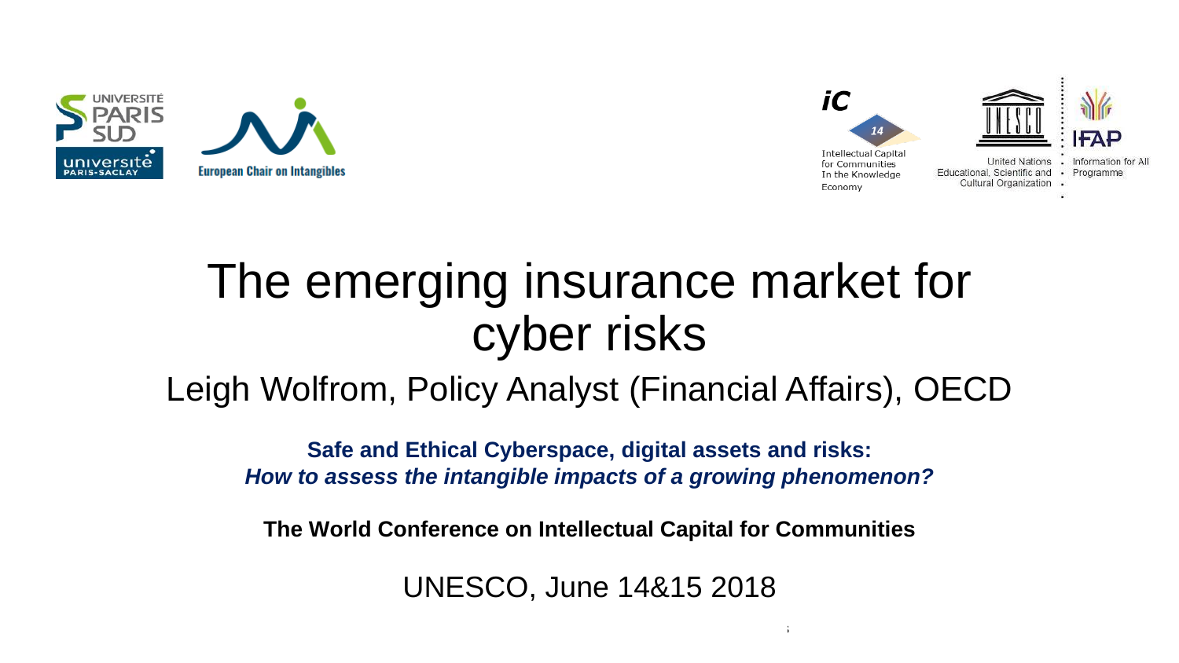# The emerging insurance market for cyber risks

## Leigh Wolfrom, Policy Analyst (Financial Affairs), OECD

**Safe and Ethical Cyberspace, digital assets and risks:**
***How to assess the intangible impacts of a growing phenomenon?***

**The World Conference on Intellectual Capital for Communities**

UNESCO, June 14&15 2018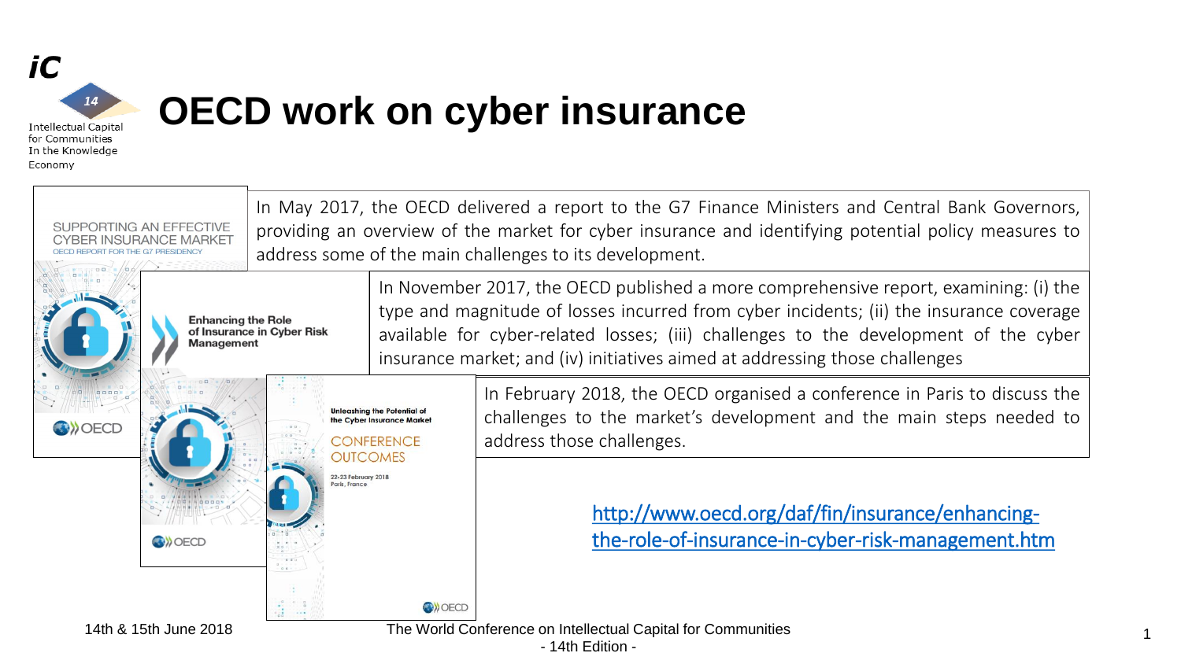# OECD work on cyber insurance

In May 2017, the OECD delivered a report to the G7 Finance Ministers and Central Bank Governors, providing an overview of the market for cyber insurance and identifying potential policy measures to address some of the main challenges to its development.

In November 2017, the OECD published a more comprehensive report, examining: (i) the type and magnitude of losses incurred from cyber incidents; (ii) the insurance coverage available for cyber-related losses; (iii) challenges to the development of the cyber insurance market; and (iv) initiatives aimed at addressing those challenges

In February 2018, the OECD organised a conference in Paris to discuss the challenges to the market's development and the main steps needed to address those challenges.

[http://www.oecd.org/daf/fin/insurance/enhancing-the-role-of-insurance-in-cyber-risk-management.htm](http://www.oecd.org/daf/fin/insurance/enhancing-the-role-of-insurance-in-cyber-risk-management.htm)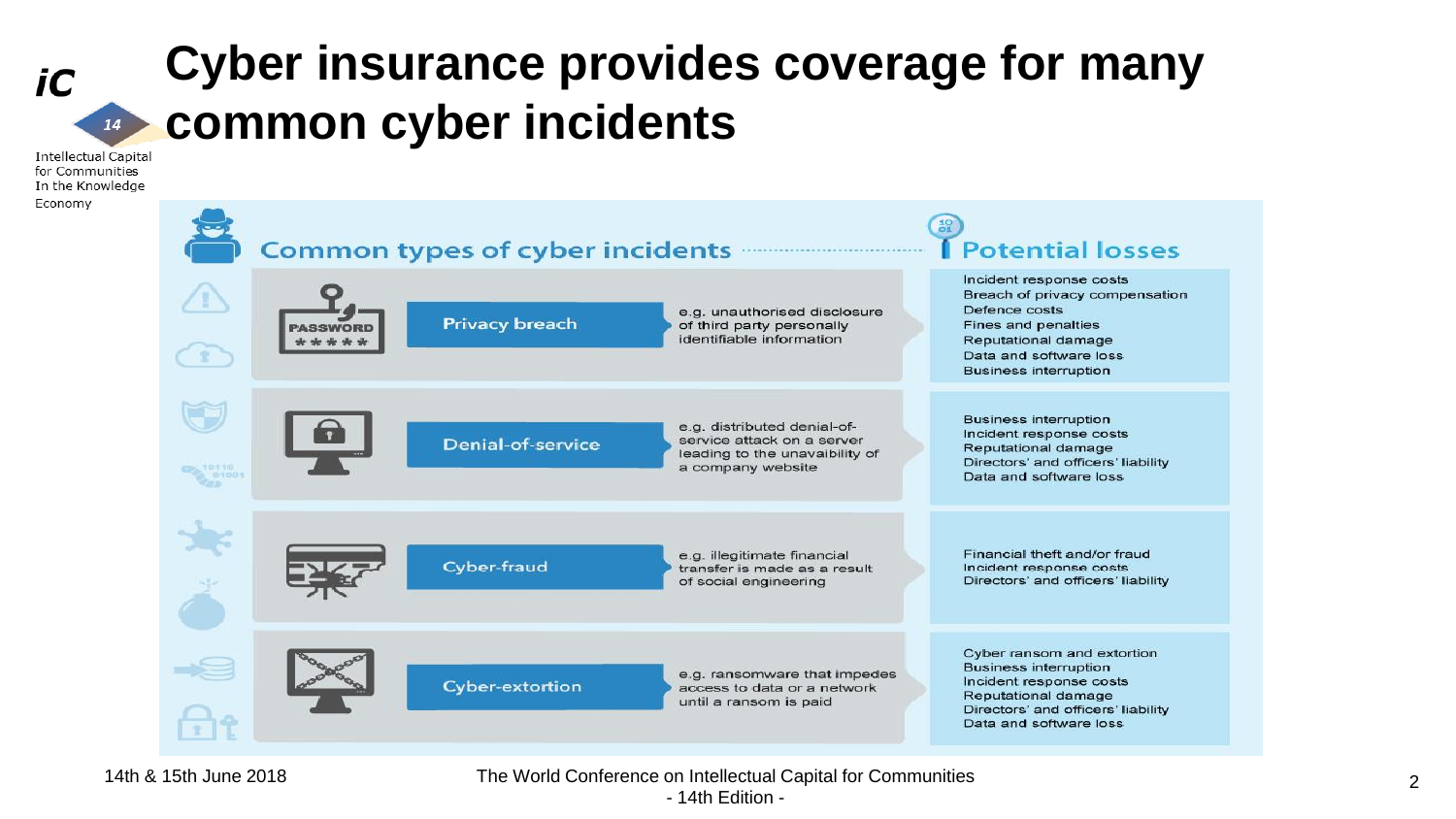# Cyber insurance provides coverage for many common cyber incidents

| Common types of cyber incidents | | Potential losses |
|---|---|---|
| Privacy breach | e.g. unauthorised disclosure of third party personally identifiable information | Incident response costs<br>Breach of privacy compensation<br>Defence costs<br>Fines and penalties<br>Reputational damage<br>Data and software loss<br>Business interruption |
| Denial-of-service | e.g. distributed denial-of-service attack on a server leading to the unavaibility of a company website | Business interruption<br>Incident response costs<br>Reputational damage<br>Directors' and officers' liability<br>Data and software loss |
| Cyber-fraud | e.g. illegitimate financial transfer is made as a result of social engineering | Financial theft and/or fraud<br>Incident response costs<br>Directors' and officers' liability |
| Cyber-extortion | e.g. ransomware that impedes access to data or a network until a ransom is paid | Cyber ransom and extortion<br>Business interruption<br>Incident response costs<br>Reputational damage<br>Directors' and officers' liability<br>Data and software loss |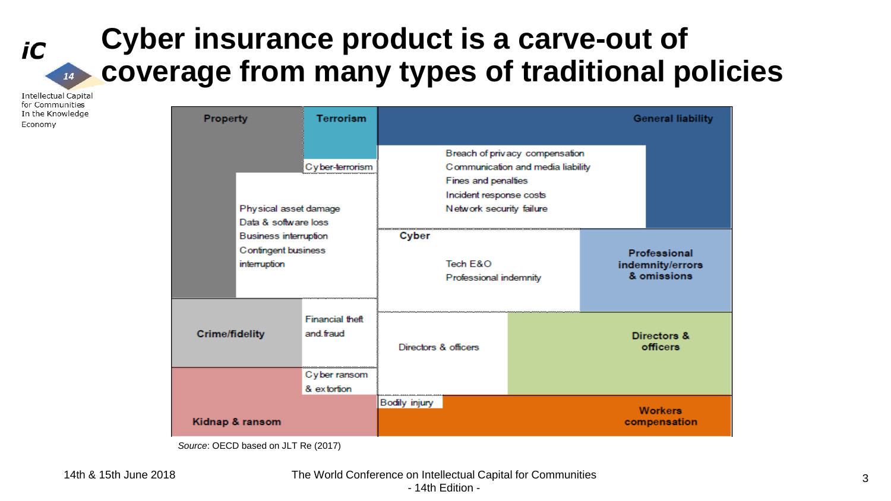# Cyber insurance product is a carve-out of coverage from many types of traditional policies

**Property**

- Physical asset damage
- Data & software loss
- Business interruption
- Contingent business interruption

**Terrorism**

- Cyber-terrorism

**General liability**

- Breach of privacy compensation
- Communication and media liability
- Fines and penalties
- Incident response costs
- Network security failure

**Cyber**

**Professional indemnity/errors & omissions**

- Tech E&O
- Professional indemnity

**Crime/fidelity**

- Financial theft and fraud

**Directors & officers**

- Directors & officers

**Kidnap & ransom**

- Cyber ransom & extortion

**Workers compensation**

- Bodily injury

*Source*: OECD based on JLT Re (2017)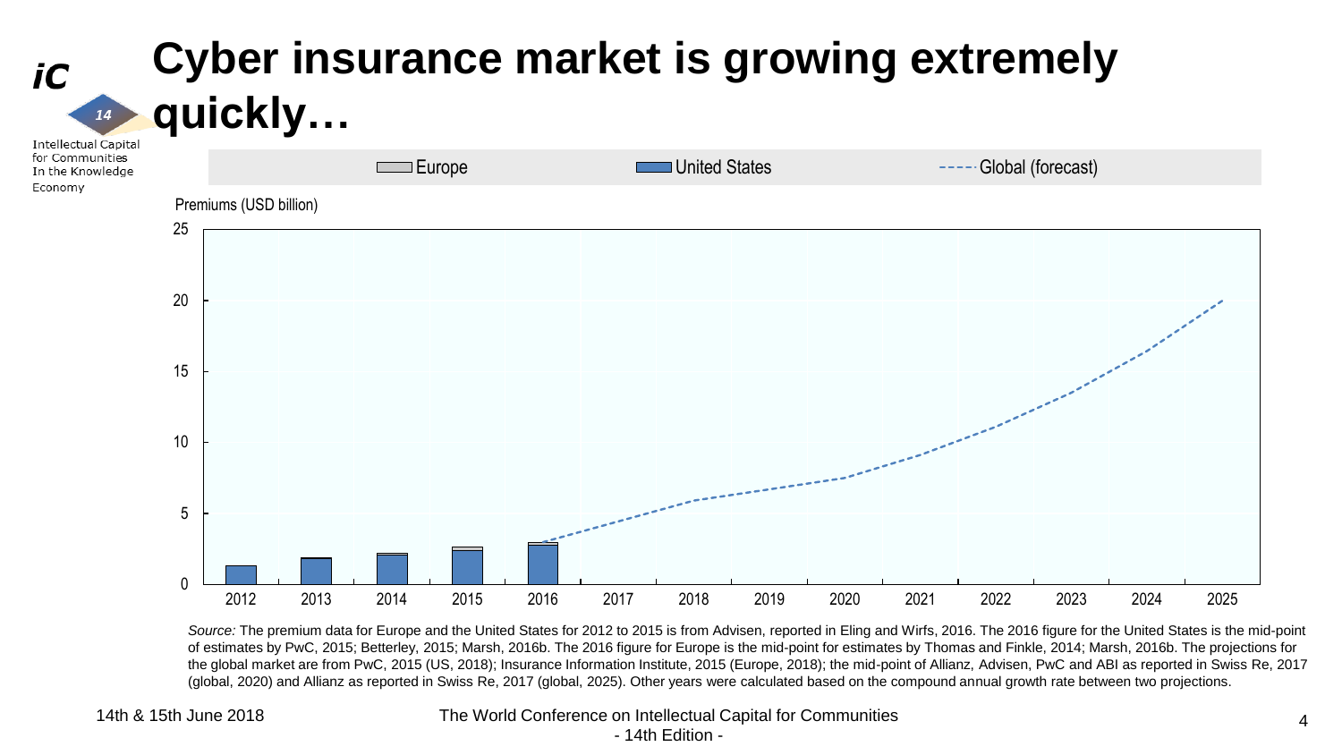# Cyber insurance market is growing extremely quickly…

Europe | United States | Global (forecast)

Premiums (USD billion)

25
20
15
10
5
0

2012 2013 2014 2015 2016 2017 2018 2019 2020 2021 2022 2023 2024 2025

*Source:* The premium data for Europe and the United States for 2012 to 2015 is from Advisen, reported in Eling and Wirfs, 2016. The 2016 figure for the United States is the mid-point of estimates by PwC, 2015; Betterley, 2015; Marsh, 2016b. The 2016 figure for Europe is the mid-point for estimates by Thomas and Finkle, 2014; Marsh, 2016b. The projections for the global market are from PwC, 2015 (US, 2018); Insurance Information Institute, 2015 (Europe, 2018); the mid-point of Allianz, Advisen, PwC and ABI as reported in Swiss Re, 2017 (global, 2020) and Allianz as reported in Swiss Re, 2017 (global, 2025). Other years were calculated based on the compound annual growth rate between two projections.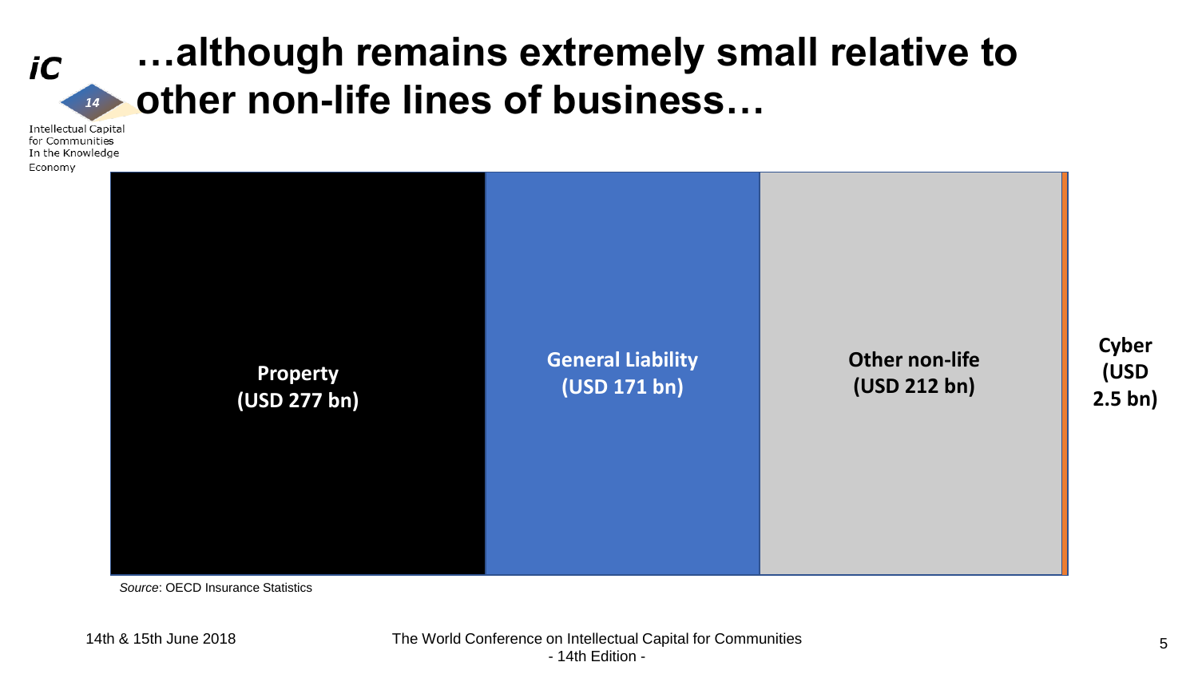# …although remains extremely small relative to other non-life lines of business…

**Property (USD 277 bn)**

**General Liability (USD 171 bn)**

**Other non-life (USD 212 bn)**

**Cyber (USD 2.5 bn)**

*Source*: OECD Insurance Statistics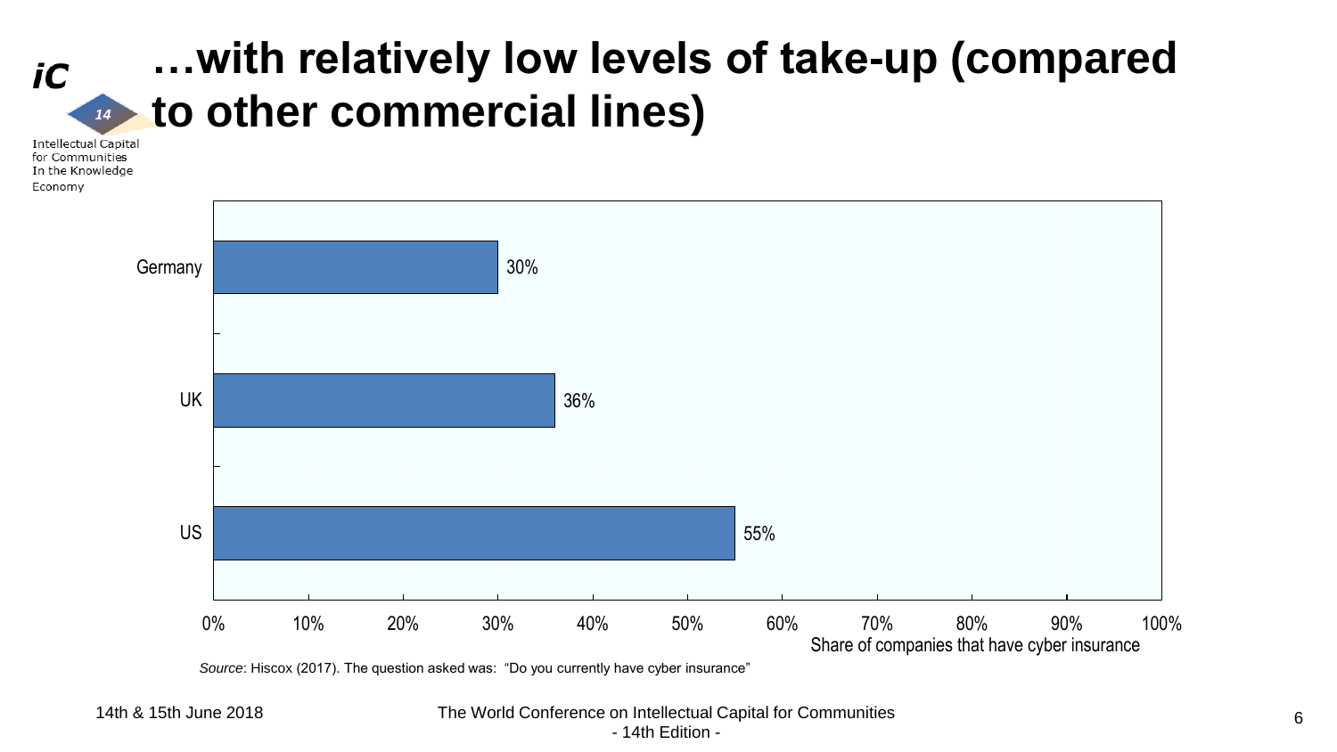# …with relatively low levels of take-up (compared to other commercial lines)

| Country | Share of companies that have cyber insurance |
| --- | --- |
| Germany | 30% |
| UK | 36% |
| US | 55% |

*Source*: Hiscox (2017). The question asked was: "Do you currently have cyber insurance"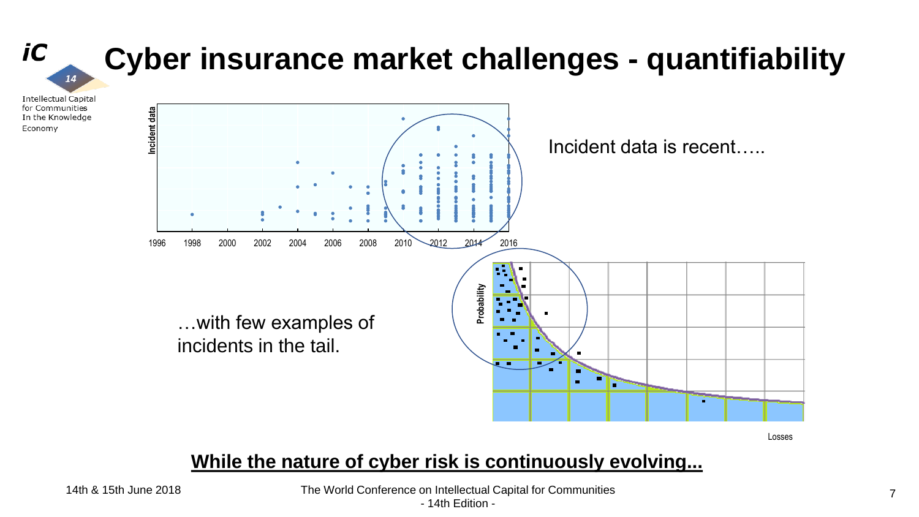# Cyber insurance market challenges - quantifiability

Incident data is recent…..

…with few examples of incidents in the tail.

**While the nature of cyber risk is continuously evolving...**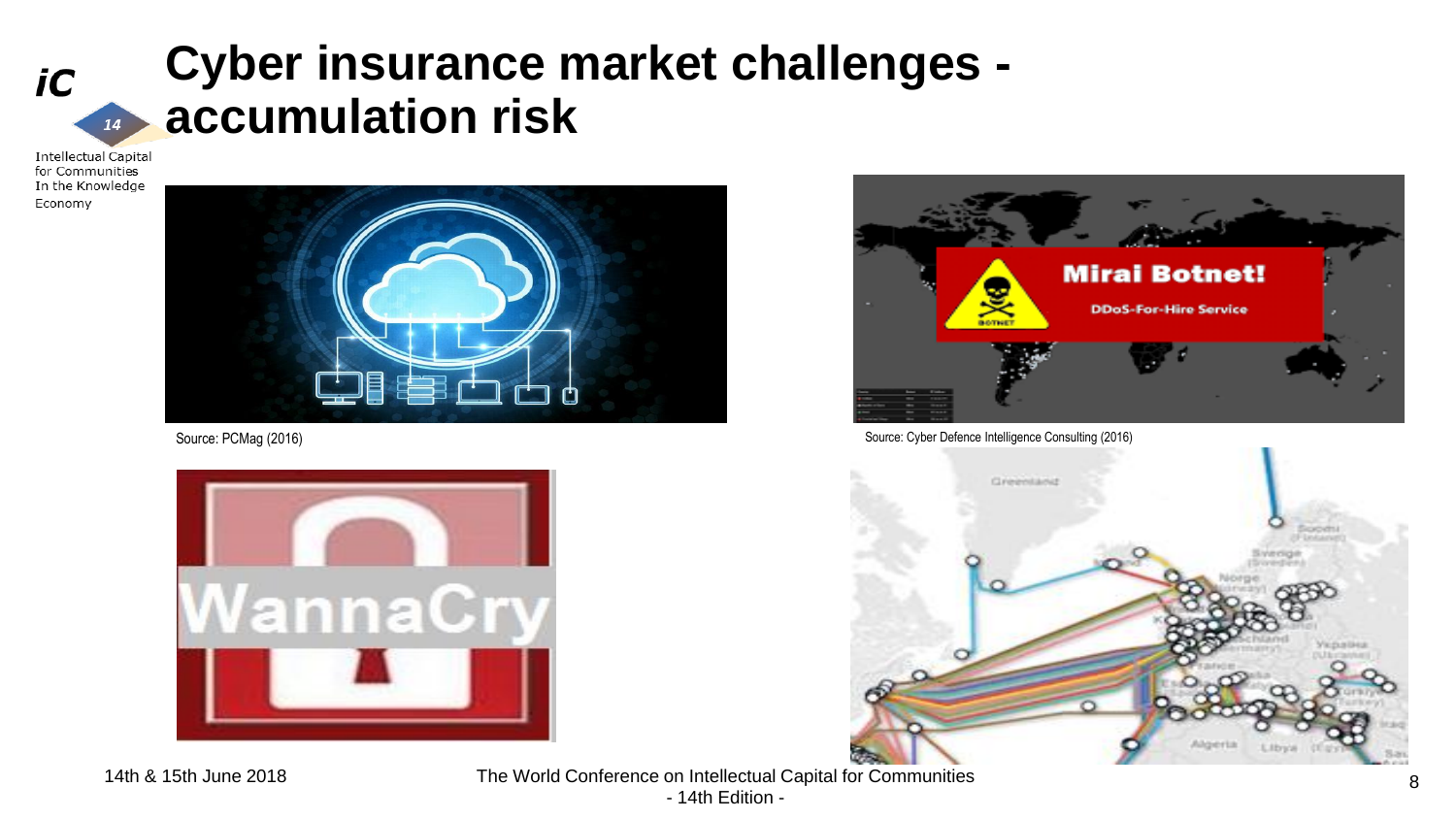# Cyber insurance market challenges - accumulation risk

Source: PCMag (2016)

Source: Cyber Defence Intelligence Consulting (2016)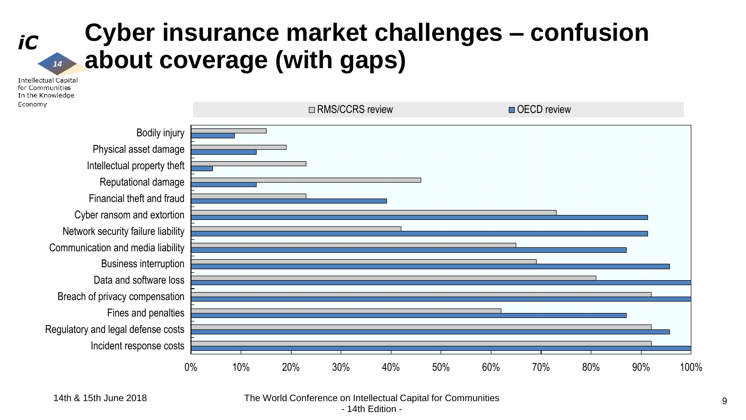# Cyber insurance market challenges – confusion about coverage (with gaps)

| Coverage | RMS/CCRS review | OECD review |
|---|---|---|
| Bodily injury | 15% | 9% |
| Physical asset damage | 19% | 13% |
| Intellectual property theft | 23% | 4% |
| Reputational damage | 46% | 13% |
| Financial theft and fraud | 23% | 39% |
| Cyber ransom and extortion | 73% | 91% |
| Network security failure liability | 42% | 91% |
| Communication and media liability | 65% | 87% |
| Business interruption | 69% | 96% |
| Data and software loss | 81% | 100% |
| Breach of privacy compensation | 92% | 100% |
| Fines and penalties | 62% | 87% |
| Regulatory and legal defense costs | 92% | 96% |
| Incident response costs | 92% | 100% |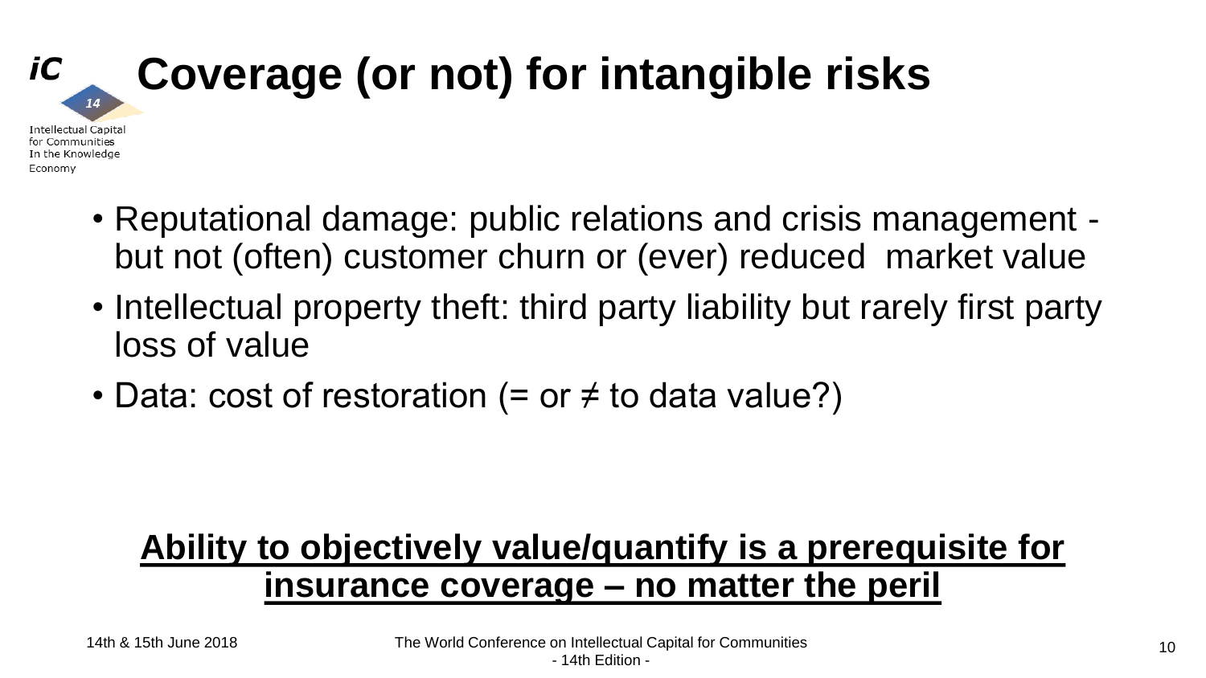# Coverage (or not) for intangible risks

- Reputational damage: public relations and crisis management - but not (often) customer churn or (ever) reduced market value
- Intellectual property theft: third party liability but rarely first party loss of value
- Data: cost of restoration (= or ≠ to data value?)

**Ability to objectively value/quantify is a prerequisite for insurance coverage – no matter the peril**